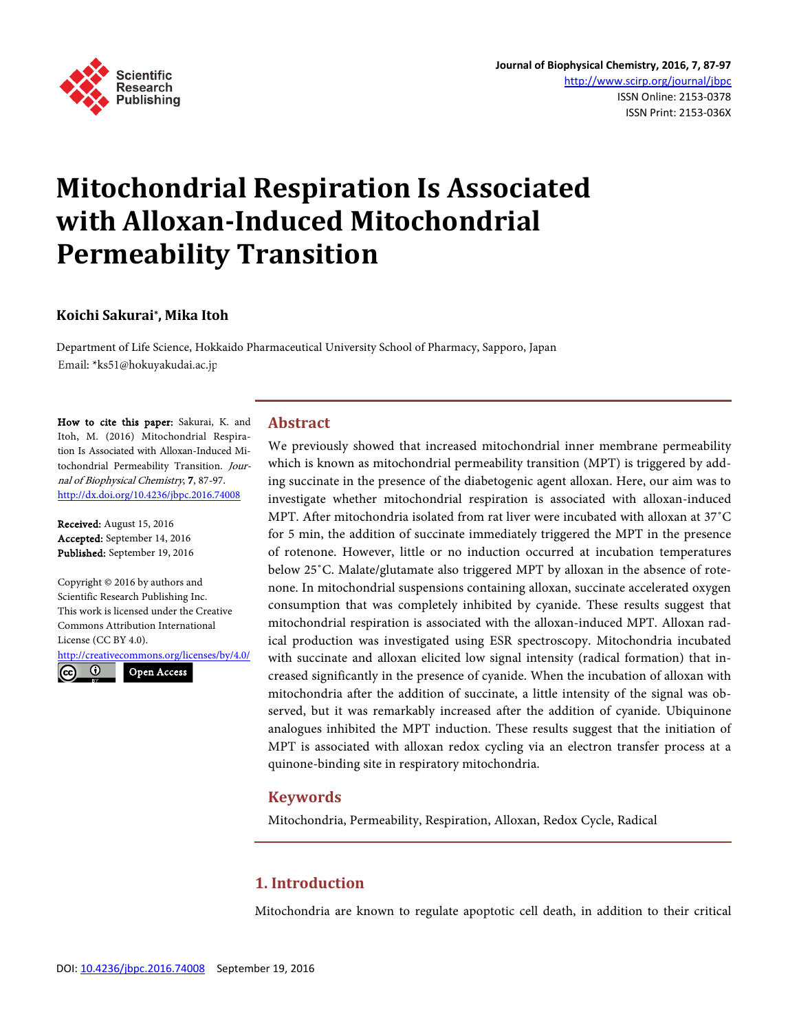# Mitochondrial Respiration Is Associated with Alloxan-Induced Mitochondrial Permeability Transition

**Koichi Sakurai*, Mika Itoh**

Department of Life Science, Hokkaido Pharmaceutical University School of Pharmacy, Sapporo, Japan
Email: *ks51@hokuyakudai.ac.jp

**How to cite this paper:** Sakurai, K. and Itoh, M. (2016) Mitochondrial Respiration Is Associated with Alloxan-Induced Mitochondrial Permeability Transition. *Journal of Biophysical Chemistry*, **7**, 87-97.
http://dx.doi.org/10.4236/jbpc.2016.74008

**Received:** August 15, 2016
**Accepted:** September 14, 2016
**Published:** September 19, 2016

Copyright © 2016 by authors and Scientific Research Publishing Inc.
This work is licensed under the Creative Commons Attribution International License (CC BY 4.0).
http://creativecommons.org/licenses/by/4.0/

Open Access

## Abstract

We previously showed that increased mitochondrial inner membrane permeability which is known as mitochondrial permeability transition (MPT) is triggered by adding succinate in the presence of the diabetogenic agent alloxan. Here, our aim was to investigate whether mitochondrial respiration is associated with alloxan-induced MPT. After mitochondria isolated from rat liver were incubated with alloxan at 37˚C for 5 min, the addition of succinate immediately triggered the MPT in the presence of rotenone. However, little or no induction occurred at incubation temperatures below 25˚C. Malate/glutamate also triggered MPT by alloxan in the absence of rotenone. In mitochondrial suspensions containing alloxan, succinate accelerated oxygen consumption that was completely inhibited by cyanide. These results suggest that mitochondrial respiration is associated with the alloxan-induced MPT. Alloxan radical production was investigated using ESR spectroscopy. Mitochondria incubated with succinate and alloxan elicited low signal intensity (radical formation) that increased significantly in the presence of cyanide. When the incubation of alloxan with mitochondria after the addition of succinate, a little intensity of the signal was observed, but it was remarkably increased after the addition of cyanide. Ubiquinone analogues inhibited the MPT induction. These results suggest that the initiation of MPT is associated with alloxan redox cycling via an electron transfer process at a quinone-binding site in respiratory mitochondria.

## Keywords

Mitochondria, Permeability, Respiration, Alloxan, Redox Cycle, Radical

## 1. Introduction

Mitochondria are known to regulate apoptotic cell death, in addition to their critical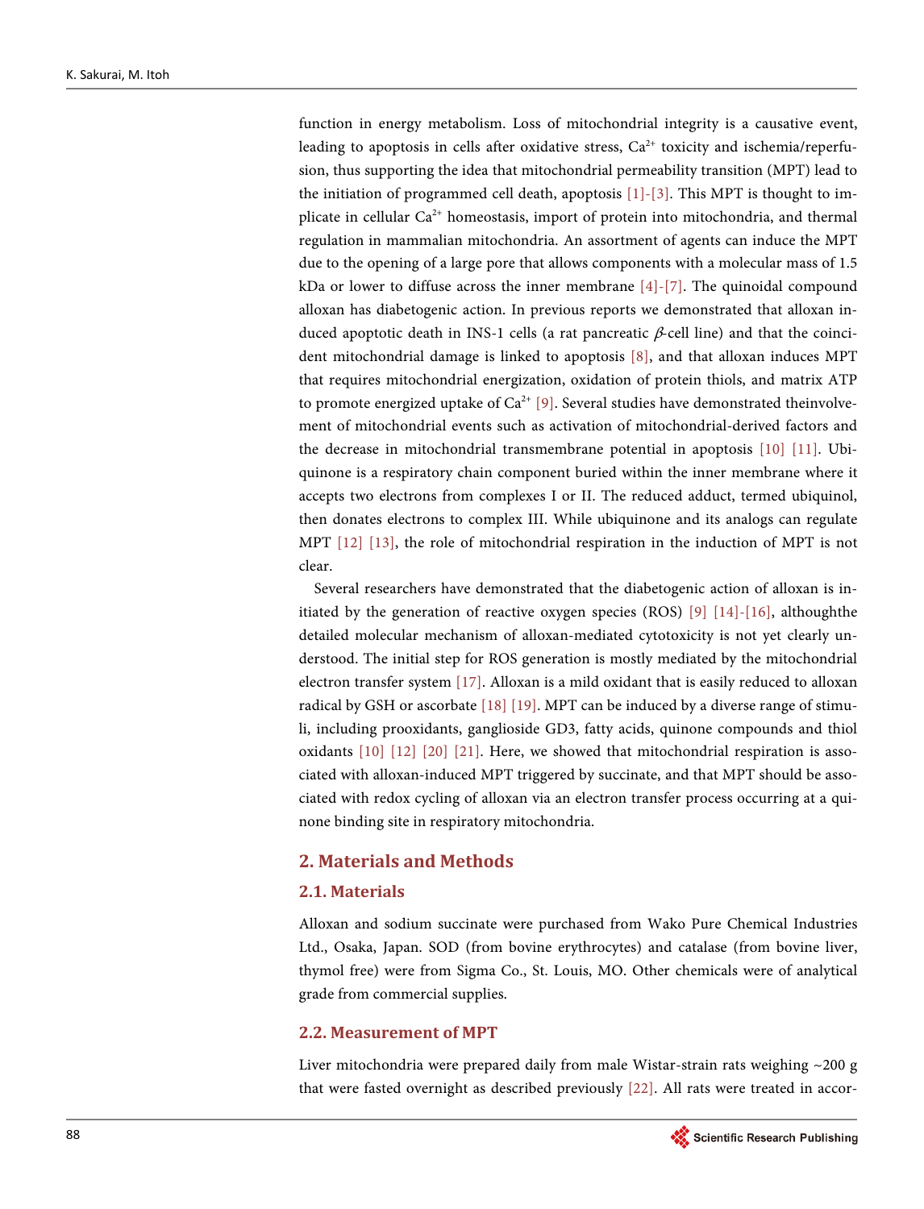function in energy metabolism. Loss of mitochondrial integrity is a causative event, leading to apoptosis in cells after oxidative stress, $Ca^{2+}$ toxicity and ischemia/reperfusion, thus supporting the idea that mitochondrial permeability transition (MPT) lead to the initiation of programmed cell death, apoptosis [1]-[3]. This MPT is thought to implicate in cellular $Ca^{2+}$ homeostasis, import of protein into mitochondria, and thermal regulation in mammalian mitochondria. An assortment of agents can induce the MPT due to the opening of a large pore that allows components with a molecular mass of 1.5 kDa or lower to diffuse across the inner membrane [4]-[7]. The quinoidal compound alloxan has diabetogenic action. In previous reports we demonstrated that alloxan induced apoptotic death in INS-1 cells (a rat pancreatic $\beta$-cell line) and that the coincident mitochondrial damage is linked to apoptosis [8], and that alloxan induces MPT that requires mitochondrial energization, oxidation of protein thiols, and matrix ATP to promote energized uptake of $Ca^{2+}$ [9]. Several studies have demonstrated theinvolvement of mitochondrial events such as activation of mitochondrial-derived factors and the decrease in mitochondrial transmembrane potential in apoptosis [10] [11]. Ubiquinone is a respiratory chain component buried within the inner membrane where it accepts two electrons from complexes I or II. The reduced adduct, termed ubiquinol, then donates electrons to complex III. While ubiquinone and its analogs can regulate MPT [12] [13], the role of mitochondrial respiration in the induction of MPT is not clear.

Several researchers have demonstrated that the diabetogenic action of alloxan is initiated by the generation of reactive oxygen species (ROS) [9] [14]-[16], althoughthe detailed molecular mechanism of alloxan-mediated cytotoxicity is not yet clearly understood. The initial step for ROS generation is mostly mediated by the mitochondrial electron transfer system [17]. Alloxan is a mild oxidant that is easily reduced to alloxan radical by GSH or ascorbate [18] [19]. MPT can be induced by a diverse range of stimuli, including prooxidants, ganglioside GD3, fatty acids, quinone compounds and thiol oxidants [10] [12] [20] [21]. Here, we showed that mitochondrial respiration is associated with alloxan-induced MPT triggered by succinate, and that MPT should be associated with redox cycling of alloxan via an electron transfer process occurring at a quinone binding site in respiratory mitochondria.

## 2. Materials and Methods

### 2.1. Materials

Alloxan and sodium succinate were purchased from Wako Pure Chemical Industries Ltd., Osaka, Japan. SOD (from bovine erythrocytes) and catalase (from bovine liver, thymol free) were from Sigma Co., St. Louis, MO. Other chemicals were of analytical grade from commercial supplies.

### 2.2. Measurement of MPT

Liver mitochondria were prepared daily from male Wistar-strain rats weighing ~200 g that were fasted overnight as described previously [22]. All rats were treated in accor-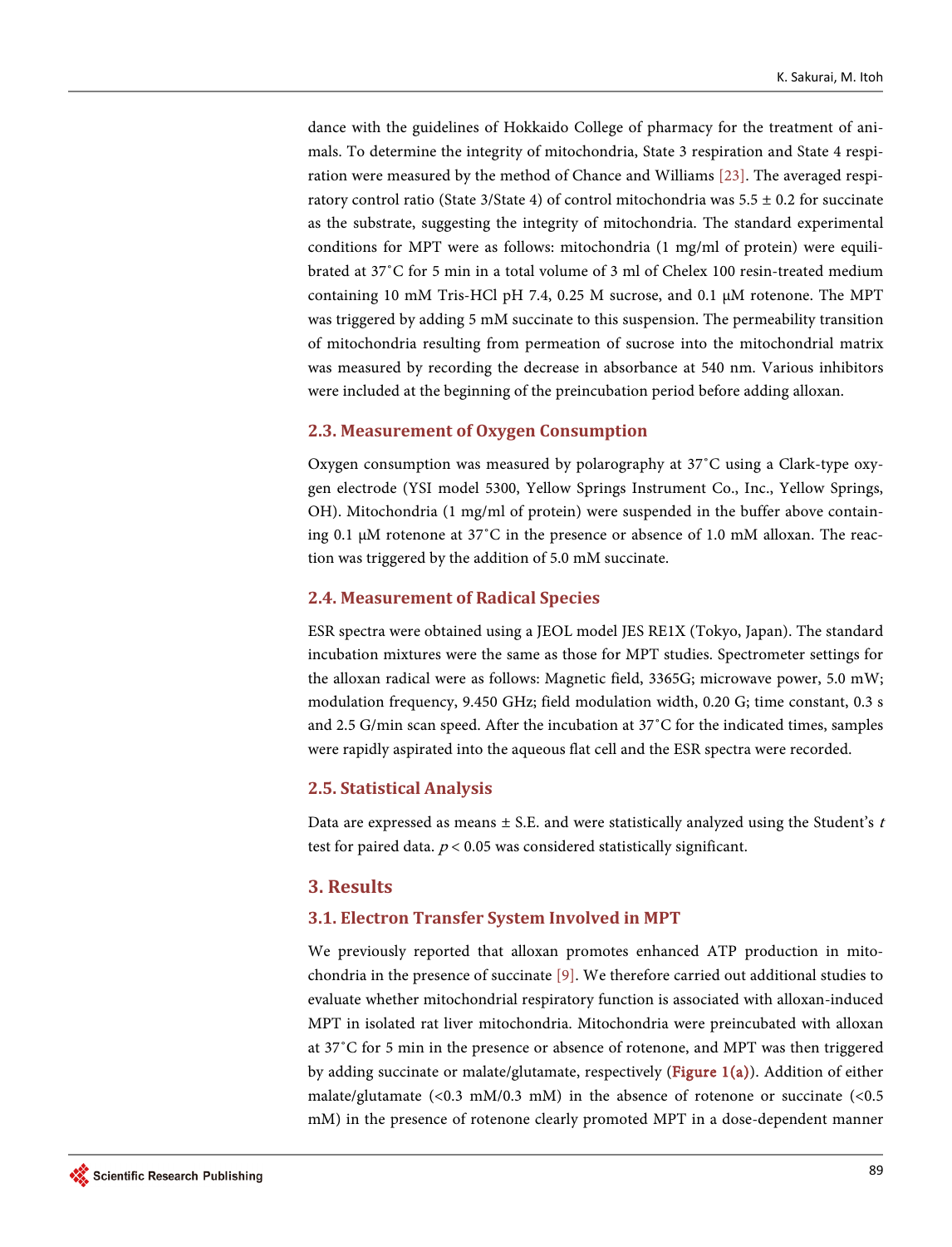dance with the guidelines of Hokkaido College of pharmacy for the treatment of animals. To determine the integrity of mitochondria, State 3 respiration and State 4 respiration were measured by the method of Chance and Williams [23]. The averaged respiratory control ratio (State 3/State 4) of control mitochondria was 5.5 ± 0.2 for succinate as the substrate, suggesting the integrity of mitochondria. The standard experimental conditions for MPT were as follows: mitochondria (1 mg/ml of protein) were equilibrated at 37˚C for 5 min in a total volume of 3 ml of Chelex 100 resin-treated medium containing 10 mM Tris-HCl pH 7.4, 0.25 M sucrose, and 0.1 μM rotenone. The MPT was triggered by adding 5 mM succinate to this suspension. The permeability transition of mitochondria resulting from permeation of sucrose into the mitochondrial matrix was measured by recording the decrease in absorbance at 540 nm. Various inhibitors were included at the beginning of the preincubation period before adding alloxan.

### 2.3. Measurement of Oxygen Consumption

Oxygen consumption was measured by polarography at 37˚C using a Clark-type oxygen electrode (YSI model 5300, Yellow Springs Instrument Co., Inc., Yellow Springs, OH). Mitochondria (1 mg/ml of protein) were suspended in the buffer above containing 0.1 μM rotenone at 37˚C in the presence or absence of 1.0 mM alloxan. The reaction was triggered by the addition of 5.0 mM succinate.

### 2.4. Measurement of Radical Species

ESR spectra were obtained using a JEOL model JES RE1X (Tokyo, Japan). The standard incubation mixtures were the same as those for MPT studies. Spectrometer settings for the alloxan radical were as follows: Magnetic field, 3365G; microwave power, 5.0 mW; modulation frequency, 9.450 GHz; field modulation width, 0.20 G; time constant, 0.3 s and 2.5 G/min scan speed. After the incubation at 37˚C for the indicated times, samples were rapidly aspirated into the aqueous flat cell and the ESR spectra were recorded.

### 2.5. Statistical Analysis

Data are expressed as means ± S.E. and were statistically analyzed using the Student's *t* test for paired data. $p < 0.05$ was considered statistically significant.

## 3. Results

### 3.1. Electron Transfer System Involved in MPT

We previously reported that alloxan promotes enhanced ATP production in mitochondria in the presence of succinate [9]. We therefore carried out additional studies to evaluate whether mitochondrial respiratory function is associated with alloxan-induced MPT in isolated rat liver mitochondria. Mitochondria were preincubated with alloxan at 37˚C for 5 min in the presence or absence of rotenone, and MPT was then triggered by adding succinate or malate/glutamate, respectively (Figure 1(a)). Addition of either malate/glutamate (<0.3 mM/0.3 mM) in the absence of rotenone or succinate (<0.5 mM) in the presence of rotenone clearly promoted MPT in a dose-dependent manner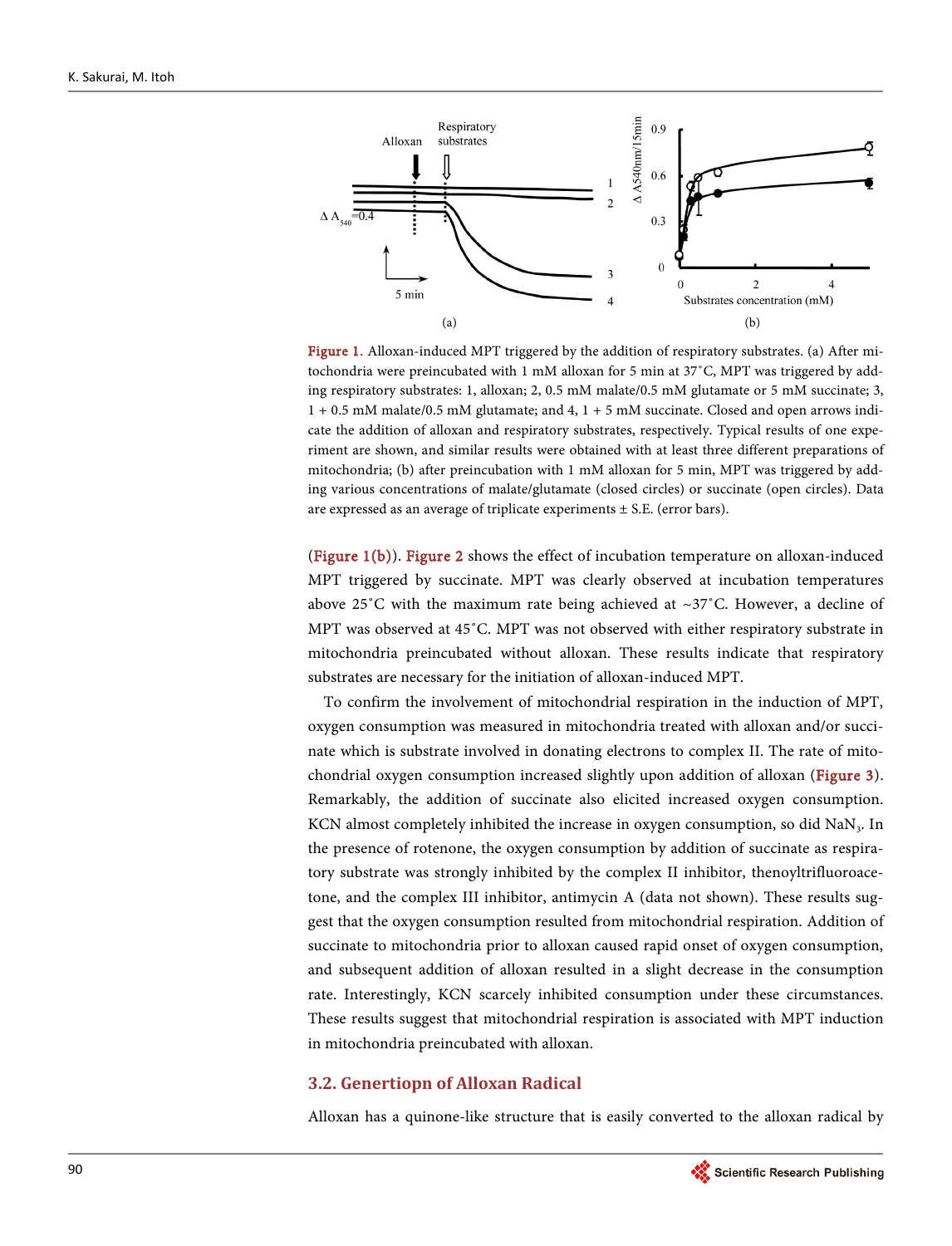Figure 1. Alloxan-induced MPT triggered by the addition of respiratory substrates. (a) After mitochondria were preincubated with 1 mM alloxan for 5 min at 37˚C, MPT was triggered by adding respiratory substrates: 1, alloxan; 2, 0.5 mM malate/0.5 mM glutamate or 5 mM succinate; 3, 1 + 0.5 mM malate/0.5 mM glutamate; and 4, 1 + 5 mM succinate. Closed and open arrows indicate the addition of alloxan and respiratory substrates, respectively. Typical results of one experiment are shown, and similar results were obtained with at least three different preparations of mitochondria; (b) after preincubation with 1 mM alloxan for 5 min, MPT was triggered by adding various concentrations of malate/glutamate (closed circles) or succinate (open circles). Data are expressed as an average of triplicate experiments ± S.E. (error bars).

(Figure 1(b)). Figure 2 shows the effect of incubation temperature on alloxan-induced MPT triggered by succinate. MPT was clearly observed at incubation temperatures above 25˚C with the maximum rate being achieved at ~37˚C. However, a decline of MPT was observed at 45˚C. MPT was not observed with either respiratory substrate in mitochondria preincubated without alloxan. These results indicate that respiratory substrates are necessary for the initiation of alloxan-induced MPT.

To confirm the involvement of mitochondrial respiration in the induction of MPT, oxygen consumption was measured in mitochondria treated with alloxan and/or succinate which is substrate involved in donating electrons to complex II. The rate of mitochondrial oxygen consumption increased slightly upon addition of alloxan (Figure 3). Remarkably, the addition of succinate also elicited increased oxygen consumption. KCN almost completely inhibited the increase in oxygen consumption, so did $NaN_3$. In the presence of rotenone, the oxygen consumption by addition of succinate as respiratory substrate was strongly inhibited by the complex II inhibitor, thenoyltrifluoroacetone, and the complex III inhibitor, antimycin A (data not shown). These results suggest that the oxygen consumption resulted from mitochondrial respiration. Addition of succinate to mitochondria prior to alloxan caused rapid onset of oxygen consumption, and subsequent addition of alloxan resulted in a slight decrease in the consumption rate. Interestingly, KCN scarcely inhibited consumption under these circumstances. These results suggest that mitochondrial respiration is associated with MPT induction in mitochondria preincubated with alloxan.

### 3.2. Generti﻿opn of Alloxan Radical

Alloxan has a quinone-like structure that is easily converted to the alloxan radical by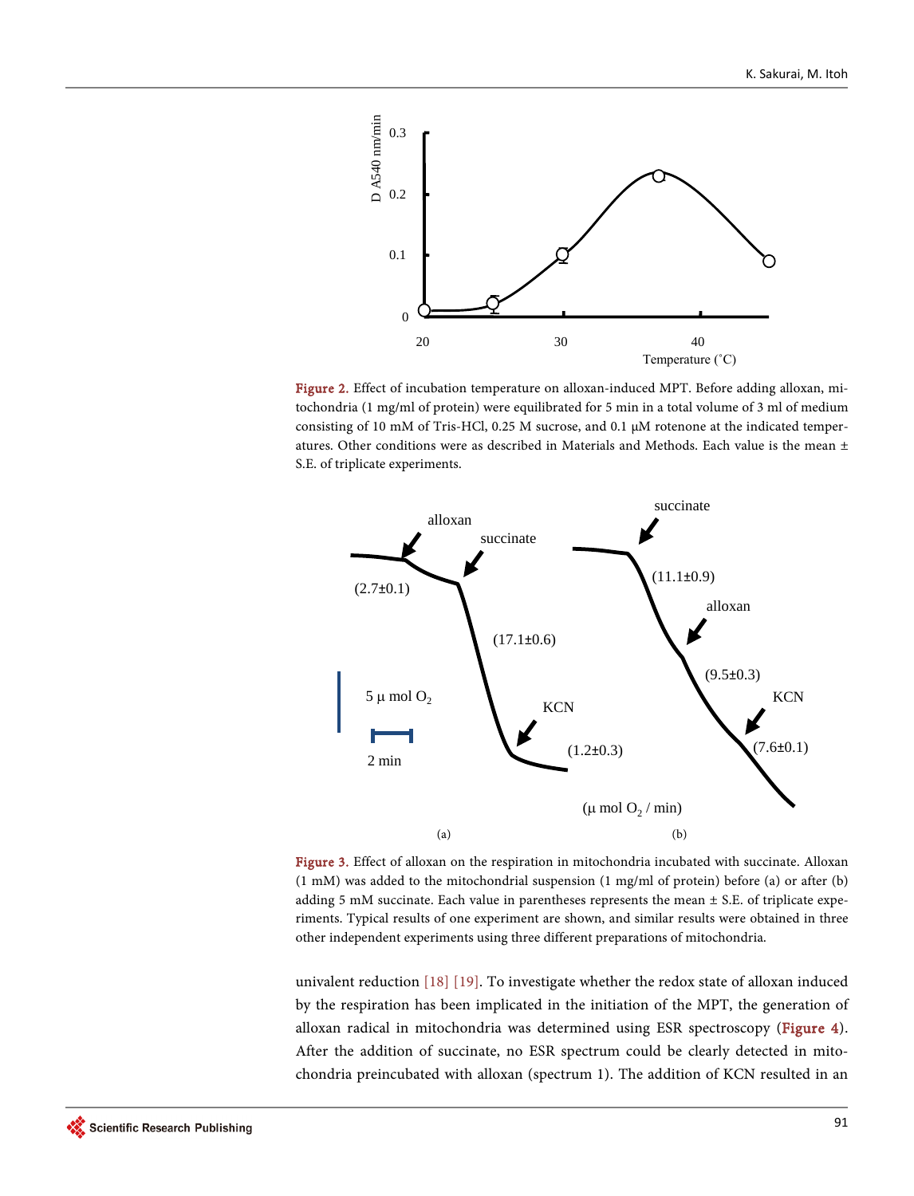**Figure 2.** Effect of incubation temperature on alloxan-induced MPT. Before adding alloxan, mitochondria (1 mg/ml of protein) were equilibrated for 5 min in a total volume of 3 ml of medium consisting of 10 mM of Tris-HCl, 0.25 M sucrose, and 0.1 μM rotenone at the indicated temperatures. Other conditions were as described in Materials and Methods. Each value is the mean ± S.E. of triplicate experiments.

**Figure 3.** Effect of alloxan on the respiration in mitochondria incubated with succinate. Alloxan (1 mM) was added to the mitochondrial suspension (1 mg/ml of protein) before (a) or after (b) adding 5 mM succinate. Each value in parentheses represents the mean ± S.E. of triplicate experiments. Typical results of one experiment are shown, and similar results were obtained in three other independent experiments using three different preparations of mitochondria.

univalent reduction [18] [19]. To investigate whether the redox state of alloxan induced by the respiration has been implicated in the initiation of the MPT, the generation of alloxan radical in mitochondria was determined using ESR spectroscopy (Figure 4). After the addition of succinate, no ESR spectrum could be clearly detected in mitochondria preincubated with alloxan (spectrum 1). The addition of KCN resulted in an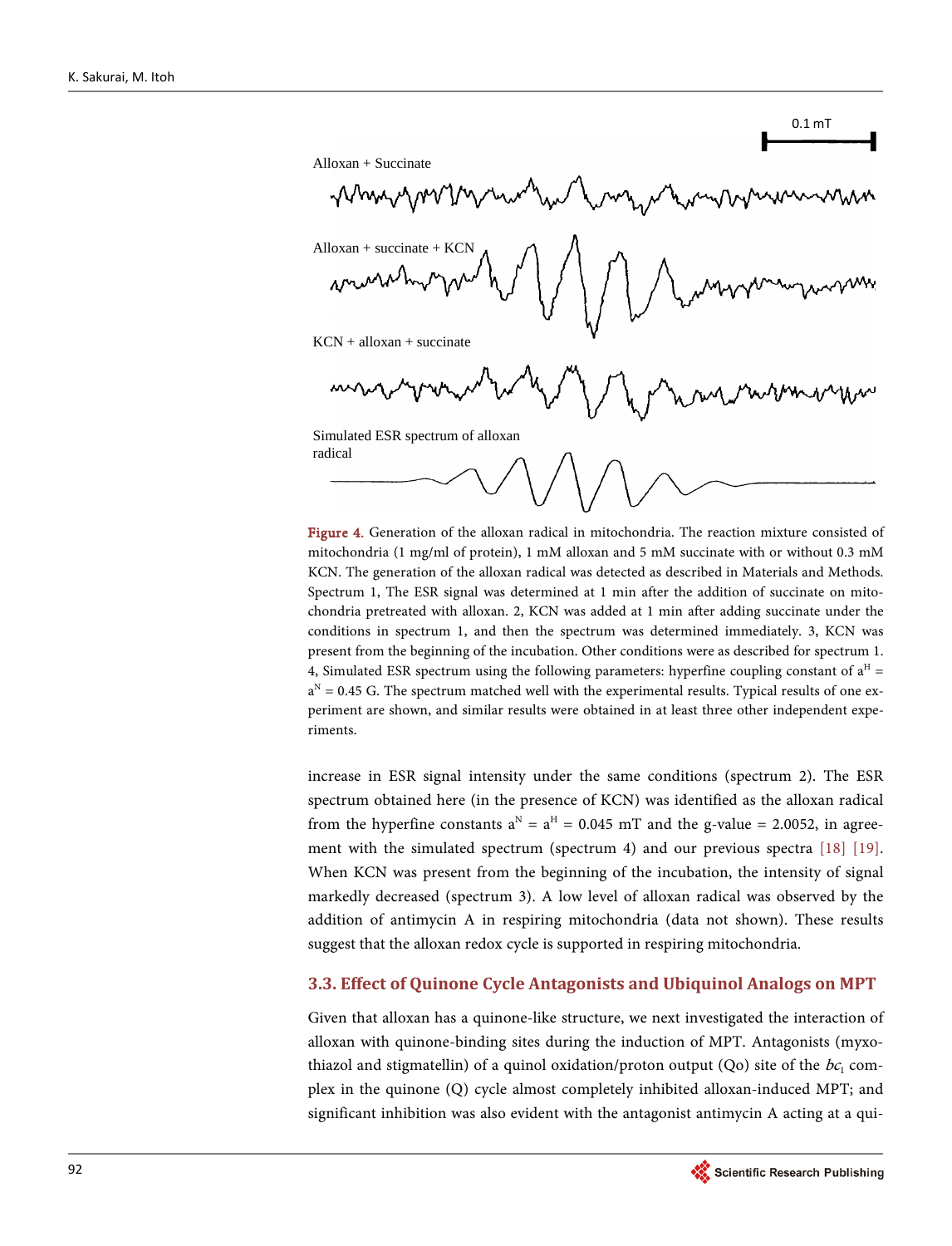Figure 4. Generation of the alloxan radical in mitochondria. The reaction mixture consisted of mitochondria (1 mg/ml of protein), 1 mM alloxan and 5 mM succinate with or without 0.3 mM KCN. The generation of the alloxan radical was detected as described in Materials and Methods. Spectrum 1, The ESR signal was determined at 1 min after the addition of succinate on mitochondria pretreated with alloxan. 2, KCN was added at 1 min after adding succinate under the conditions in spectrum 1, and then the spectrum was determined immediately. 3, KCN was present from the beginning of the incubation. Other conditions were as described for spectrum 1. 4, Simulated ESR spectrum using the following parameters: hyperfine coupling constant of $a^H = a^N = 0.45$ G. The spectrum matched well with the experimental results. Typical results of one experiment are shown, and similar results were obtained in at least three other independent experiments.

increase in ESR signal intensity under the same conditions (spectrum 2). The ESR spectrum obtained here (in the presence of KCN) was identified as the alloxan radical from the hyperfine constants $a^N = a^H = 0.045$ mT and the g-value = 2.0052, in agreement with the simulated spectrum (spectrum 4) and our previous spectra [18] [19]. When KCN was present from the beginning of the incubation, the intensity of signal markedly decreased (spectrum 3). A low level of alloxan radical was observed by the addition of antimycin A in respiring mitochondria (data not shown). These results suggest that the alloxan redox cycle is supported in respiring mitochondria.

### 3.3. Effect of Quinone Cycle Antagonists and Ubiquinol Analogs on MPT

Given that alloxan has a quinone-like structure, we next investigated the interaction of alloxan with quinone-binding sites during the induction of MPT. Antagonists (myxothiazol and stigmatellin) of a quinol oxidation/proton output (Qo) site of the $bc_1$ complex in the quinone (Q) cycle almost completely inhibited alloxan-induced MPT; and significant inhibition was also evident with the antagonist antimycin A acting at a qui-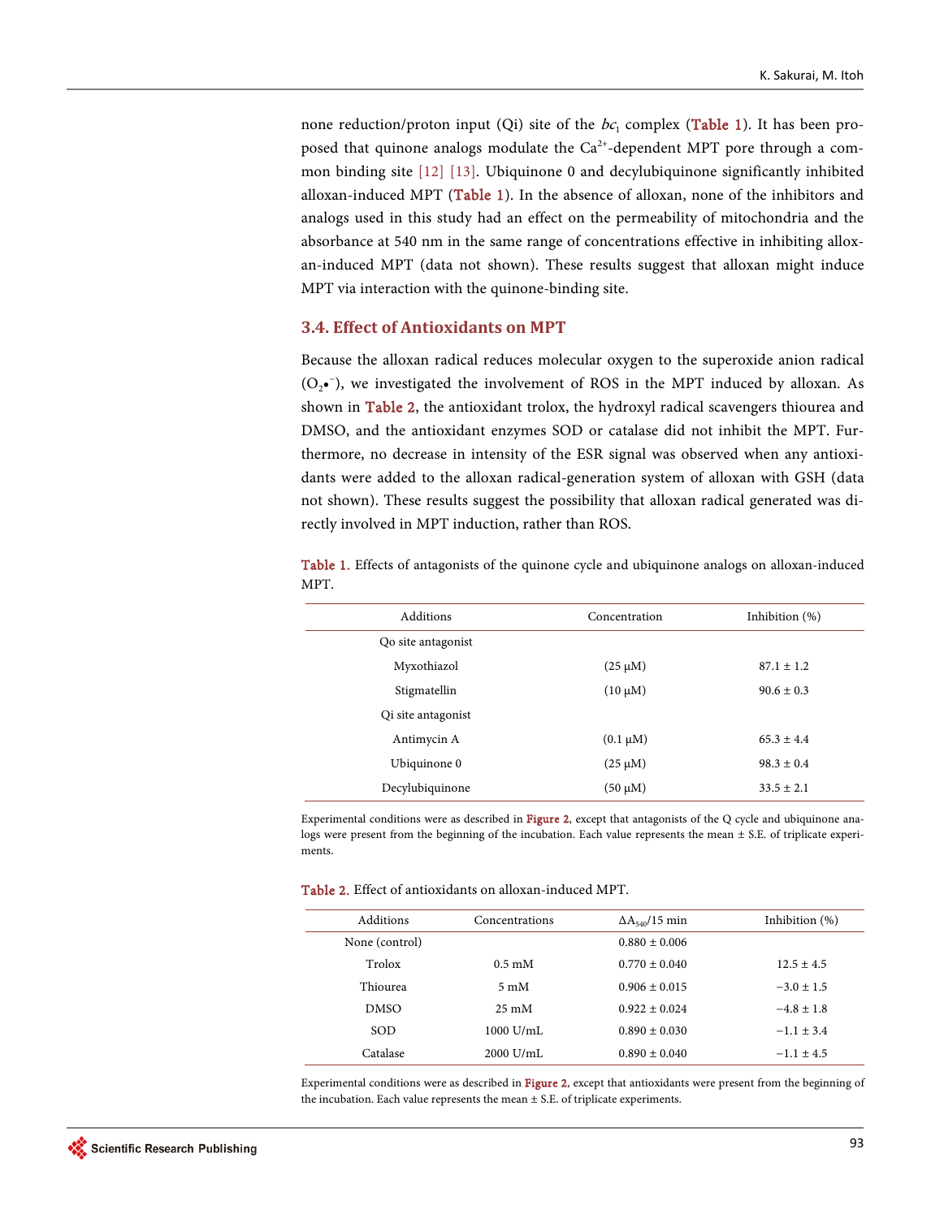none reduction/proton input (Qi) site of the $bc_1$ complex (Table 1). It has been proposed that quinone analogs modulate the $Ca^{2+}$-dependent MPT pore through a common binding site [12] [13]. Ubiquinone 0 and decylubiquinone significantly inhibited alloxan-induced MPT (Table 1). In the absence of alloxan, none of the inhibitors and analogs used in this study had an effect on the permeability of mitochondria and the absorbance at 540 nm in the same range of concentrations effective in inhibiting alloxan-induced MPT (data not shown). These results suggest that alloxan might induce MPT via interaction with the quinone-binding site.

### 3.4. Effect of Antioxidants on MPT

Because the alloxan radical reduces molecular oxygen to the superoxide anion radical ($O_2\bullet^-$), we investigated the involvement of ROS in the MPT induced by alloxan. As shown in Table 2, the antioxidant trolox, the hydroxyl radical scavengers thiourea and DMSO, and the antioxidant enzymes SOD or catalase did not inhibit the MPT. Furthermore, no decrease in intensity of the ESR signal was observed when any antioxidants were added to the alloxan radical-generation system of alloxan with GSH (data not shown). These results suggest the possibility that alloxan radical generated was directly involved in MPT induction, rather than ROS.

Table 1. Effects of antagonists of the quinone cycle and ubiquinone analogs on alloxan-induced MPT.

| Additions | Concentration | Inhibition (%) |
|---|---|---|
| Qo site antagonist | | |
| Myxothiazol | (25 μM) | 87.1 ± 1.2 |
| Stigmatellin | (10 μM) | 90.6 ± 0.3 |
| Qi site antagonist | | |
| Antimycin A | (0.1 μM) | 65.3 ± 4.4 |
| Ubiquinone 0 | (25 μM) | 98.3 ± 0.4 |
| Decylubiquinone | (50 μM) | 33.5 ± 2.1 |

Experimental conditions were as described in Figure 2, except that antagonists of the Q cycle and ubiquinone analogs were present from the beginning of the incubation. Each value represents the mean ± S.E. of triplicate experiments.

Table 2. Effect of antioxidants on alloxan-induced MPT.

| Additions | Concentrations | $\Delta A_{540}$/15 min | Inhibition (%) |
|---|---|---|---|
| None (control) | | 0.880 ± 0.006 | |
| Trolox | 0.5 mM | 0.770 ± 0.040 | 12.5 ± 4.5 |
| Thiourea | 5 mM | 0.906 ± 0.015 | −3.0 ± 1.5 |
| DMSO | 25 mM | 0.922 ± 0.024 | −4.8 ± 1.8 |
| SOD | 1000 U/mL | 0.890 ± 0.030 | −1.1 ± 3.4 |
| Catalase | 2000 U/mL | 0.890 ± 0.040 | −1.1 ± 4.5 |

Experimental conditions were as described in Figure 2, except that antioxidants were present from the beginning of the incubation. Each value represents the mean ± S.E. of triplicate experiments.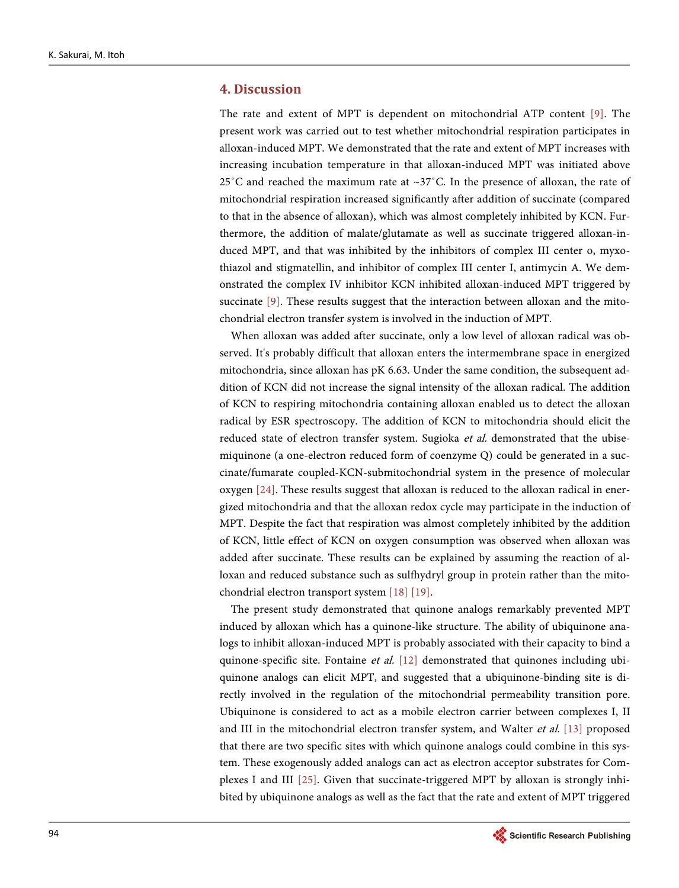## 4. Discussion

The rate and extent of MPT is dependent on mitochondrial ATP content [9]. The present work was carried out to test whether mitochondrial respiration participates in alloxan-induced MPT. We demonstrated that the rate and extent of MPT increases with increasing incubation temperature in that alloxan-induced MPT was initiated above 25˚C and reached the maximum rate at ~37˚C. In the presence of alloxan, the rate of mitochondrial respiration increased significantly after addition of succinate (compared to that in the absence of alloxan), which was almost completely inhibited by KCN. Furthermore, the addition of malate/glutamate as well as succinate triggered alloxan-induced MPT, and that was inhibited by the inhibitors of complex III center o, myxothiazol and stigmatellin, and inhibitor of complex III center I, antimycin A. We demonstrated the complex IV inhibitor KCN inhibited alloxan-induced MPT triggered by succinate [9]. These results suggest that the interaction between alloxan and the mitochondrial electron transfer system is involved in the induction of MPT.

When alloxan was added after succinate, only a low level of alloxan radical was observed. It's probably difficult that alloxan enters the intermembrane space in energized mitochondria, since alloxan has pK 6.63. Under the same condition, the subsequent addition of KCN did not increase the signal intensity of the alloxan radical. The addition of KCN to respiring mitochondria containing alloxan enabled us to detect the alloxan radical by ESR spectroscopy. The addition of KCN to mitochondria should elicit the reduced state of electron transfer system. Sugioka *et al.* demonstrated that the ubisemiquinone (a one-electron reduced form of coenzyme Q) could be generated in a succinate/fumarate coupled-KCN-submitochondrial system in the presence of molecular oxygen [24]. These results suggest that alloxan is reduced to the alloxan radical in energized mitochondria and that the alloxan redox cycle may participate in the induction of MPT. Despite the fact that respiration was almost completely inhibited by the addition of KCN, little effect of KCN on oxygen consumption was observed when alloxan was added after succinate. These results can be explained by assuming the reaction of alloxan and reduced substance such as sulfhydryl group in protein rather than the mitochondrial electron transport system [18] [19].

The present study demonstrated that quinone analogs remarkably prevented MPT induced by alloxan which has a quinone-like structure. The ability of ubiquinone analogs to inhibit alloxan-induced MPT is probably associated with their capacity to bind a quinone-specific site. Fontaine *et al.* [12] demonstrated that quinones including ubiquinone analogs can elicit MPT, and suggested that a ubiquinone-binding site is directly involved in the regulation of the mitochondrial permeability transition pore. Ubiquinone is considered to act as a mobile electron carrier between complexes I, II and III in the mitochondrial electron transfer system, and Walter *et al.* [13] proposed that there are two specific sites with which quinone analogs could combine in this system. These exogenously added analogs can act as electron acceptor substrates for Complexes I and III [25]. Given that succinate-triggered MPT by alloxan is strongly inhibited by ubiquinone analogs as well as the fact that the rate and extent of MPT triggered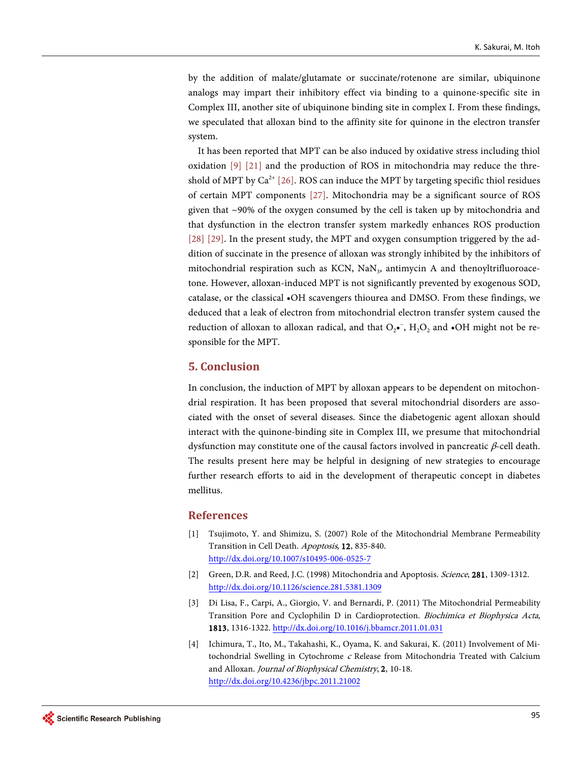by the addition of malate/glutamate or succinate/rotenone are similar, ubiquinone analogs may impart their inhibitory effect via binding to a quinone-specific site in Complex III, another site of ubiquinone binding site in complex I. From these findings, we speculated that alloxan bind to the affinity site for quinone in the electron transfer system.

It has been reported that MPT can be also induced by oxidative stress including thiol oxidation [9] [21] and the production of ROS in mitochondria may reduce the threshold of MPT by $Ca^{2+}$ [26]. ROS can induce the MPT by targeting specific thiol residues of certain MPT components [27]. Mitochondria may be a significant source of ROS given that ~90% of the oxygen consumed by the cell is taken up by mitochondria and that dysfunction in the electron transfer system markedly enhances ROS production [28] [29]. In the present study, the MPT and oxygen consumption triggered by the addition of succinate in the presence of alloxan was strongly inhibited by the inhibitors of mitochondrial respiration such as KCN, $NaN_3$, antimycin A and thenoyltrifluoroacetone. However, alloxan-induced MPT is not significantly prevented by exogenous SOD, catalase, or the classical •OH scavengers thiourea and DMSO. From these findings, we deduced that a leak of electron from mitochondrial electron transfer system caused the reduction of alloxan to alloxan radical, and that $O_2{\bullet}^-$, $H_2O_2$ and •OH might not be responsible for the MPT.

## 5. Conclusion

In conclusion, the induction of MPT by alloxan appears to be dependent on mitochondrial respiration. It has been proposed that several mitochondrial disorders are associated with the onset of several diseases. Since the diabetogenic agent alloxan should interact with the quinone-binding site in Complex III, we presume that mitochondrial dysfunction may constitute one of the causal factors involved in pancreatic $\beta$-cell death. The results present here may be helpful in designing of new strategies to encourage further research efforts to aid in the development of therapeutic concept in diabetes mellitus.

## References

[1] Tsujimoto, Y. and Shimizu, S. (2007) Role of the Mitochondrial Membrane Permeability Transition in Cell Death. *Apoptosis*, **12**, 835-840. http://dx.doi.org/10.1007/s10495-006-0525-7

[2] Green, D.R. and Reed, J.C. (1998) Mitochondria and Apoptosis. *Science*, **281**, 1309-1312. http://dx.doi.org/10.1126/science.281.5381.1309

[3] Di Lisa, F., Carpi, A., Giorgio, V. and Bernardi, P. (2011) The Mitochondrial Permeability Transition Pore and Cyclophilin D in Cardioprotection. *Biochimica et Biophysica Acta*, **1813**, 1316-1322. http://dx.doi.org/10.1016/j.bbamcr.2011.01.031

[4] Ichimura, T., Ito, M., Takahashi, K., Oyama, K. and Sakurai, K. (2011) Involvement of Mitochondrial Swelling in Cytochrome *c* Release from Mitochondria Treated with Calcium and Alloxan. *Journal of Biophysical Chemistry*, **2**, 10-18. http://dx.doi.org/10.4236/jbpc.2011.21002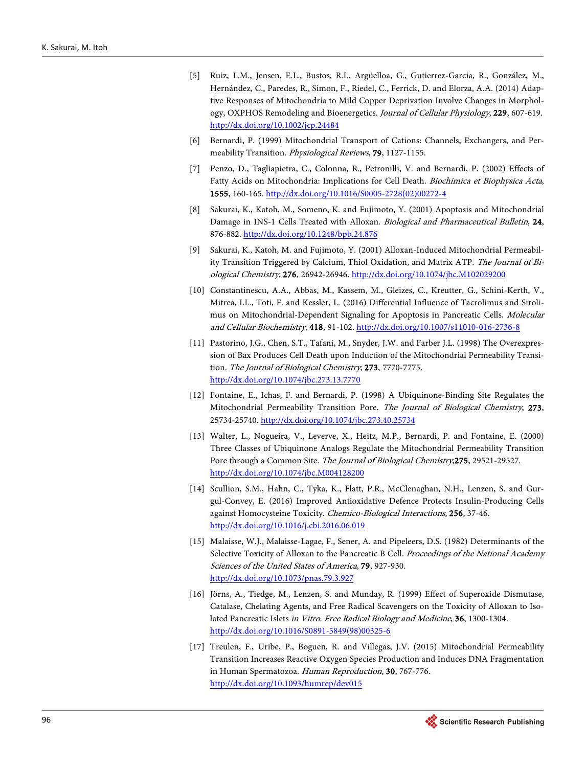[5] Ruiz, L.M., Jensen, E.L., Bustos, R.I., Argüelloa, G., Gutierrez-Garcia, R., González, M., Hernández, C., Paredes, R., Simon, F., Riedel, C., Ferrick, D. and Elorza, A.A. (2014) Adaptive Responses of Mitochondria to Mild Copper Deprivation Involve Changes in Morphology, OXPHOS Remodeling and Bioenergetics. *Journal of Cellular Physiology*, **229**, 607-619. http://dx.doi.org/10.1002/jcp.24484

[6] Bernardi, P. (1999) Mitochondrial Transport of Cations: Channels, Exchangers, and Permeability Transition. *Physiological Reviews*, **79**, 1127-1155.

[7] Penzo, D., Tagliapietra, C., Colonna, R., Petronilli, V. and Bernardi, P. (2002) Effects of Fatty Acids on Mitochondria: Implications for Cell Death. *Biochimica et Biophysica Acta*, **1555**, 160-165. http://dx.doi.org/10.1016/S0005-2728(02)00272-4

[8] Sakurai, K., Katoh, M., Someno, K. and Fujimoto, Y. (2001) Apoptosis and Mitochondrial Damage in INS-1 Cells Treated with Alloxan. *Biological and Pharmaceutical Bulletin*, **24**, 876-882. http://dx.doi.org/10.1248/bpb.24.876

[9] Sakurai, K., Katoh, M. and Fujimoto, Y. (2001) Alloxan-Induced Mitochondrial Permeability Transition Triggered by Calcium, Thiol Oxidation, and Matrix ATP. *The Journal of Biological Chemistry*, **276**, 26942-26946. http://dx.doi.org/10.1074/jbc.M102029200

[10] Constantinescu, A.A., Abbas, M., Kassem, M., Gleizes, C., Kreutter, G., Schini-Kerth, V., Mitrea, I.L., Toti, F. and Kessler, L. (2016) Differential Influence of Tacrolimus and Sirolimus on Mitochondrial-Dependent Signaling for Apoptosis in Pancreatic Cells. *Molecular and Cellular Biochemistry*, **418**, 91-102. http://dx.doi.org/10.1007/s11010-016-2736-8

[11] Pastorino, J.G., Chen, S.T., Tafani, M., Snyder, J.W. and Farber J.L. (1998) The Overexpression of Bax Produces Cell Death upon Induction of the Mitochondrial Permeability Transition. *The Journal of Biological Chemistry*, **273**, 7770-7775. http://dx.doi.org/10.1074/jbc.273.13.7770

[12] Fontaine, E., Ichas, F. and Bernardi, P. (1998) A Ubiquinone-Binding Site Regulates the Mitochondrial Permeability Transition Pore. *The Journal of Biological Chemistry*, **273**, 25734-25740. http://dx.doi.org/10.1074/jbc.273.40.25734

[13] Walter, L., Nogueira, V., Leverve, X., Heitz, M.P., Bernardi, P. and Fontaine, E. (2000) Three Classes of Ubiquinone Analogs Regulate the Mitochondrial Permeability Transition Pore through a Common Site. *The Journal of Biological Chemistry*,**275**, 29521-29527. http://dx.doi.org/10.1074/jbc.M004128200

[14] Scullion, S.M., Hahn, C., Tyka, K., Flatt, P.R., McClenaghan, N.H., Lenzen, S. and Gurgul-Convey, E. (2016) Improved Antioxidative Defence Protects Insulin-Producing Cells against Homocysteine Toxicity. *Chemico-Biological Interactions*, **256**, 37-46. http://dx.doi.org/10.1016/j.cbi.2016.06.019

[15] Malaisse, W.J., Malaisse-Lagae, F., Sener, A. and Pipeleers, D.S. (1982) Determinants of the Selective Toxicity of Alloxan to the Pancreatic B Cell. *Proceedings of the National Academy Sciences of the United States of America*, **79**, 927-930. http://dx.doi.org/10.1073/pnas.79.3.927

[16] Jörns, A., Tiedge, M., Lenzen, S. and Munday, R. (1999) Effect of Superoxide Dismutase, Catalase, Chelating Agents, and Free Radical Scavengers on the Toxicity of Alloxan to Isolated Pancreatic Islets *in Vitro*. *Free Radical Biology and Medicine*, **36**, 1300-1304. http://dx.doi.org/10.1016/S0891-5849(98)00325-6

[17] Treulen, F., Uribe, P., Boguen, R. and Villegas, J.V. (2015) Mitochondrial Permeability Transition Increases Reactive Oxygen Species Production and Induces DNA Fragmentation in Human Spermatozoa. *Human Reproduction*, **30**, 767-776. http://dx.doi.org/10.1093/humrep/dev015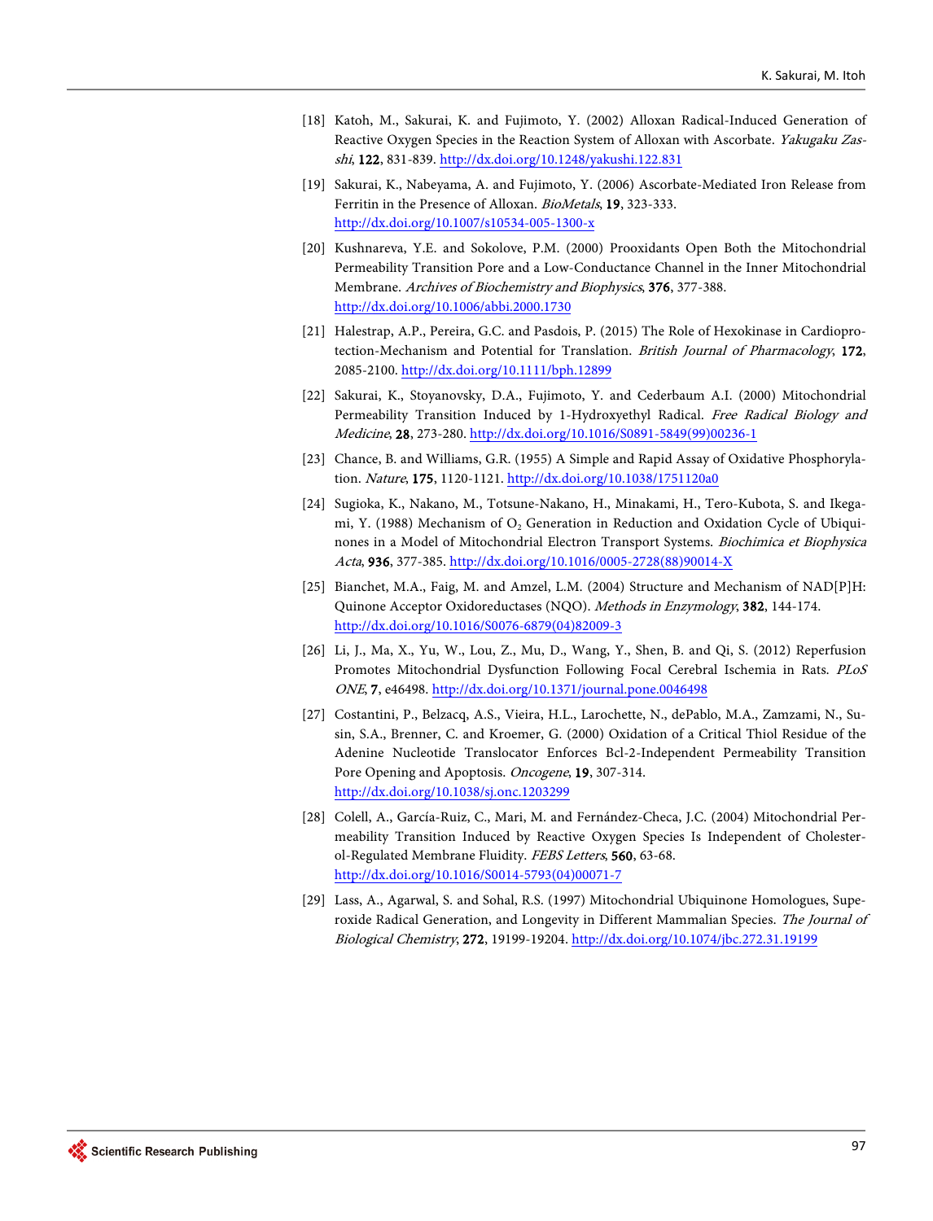[18] Katoh, M., Sakurai, K. and Fujimoto, Y. (2002) Alloxan Radical-Induced Generation of Reactive Oxygen Species in the Reaction System of Alloxan with Ascorbate. *Yakugaku Zasshi*, **122**, 831-839. http://dx.doi.org/10.1248/yakushi.122.831

[19] Sakurai, K., Nabeyama, A. and Fujimoto, Y. (2006) Ascorbate-Mediated Iron Release from Ferritin in the Presence of Alloxan. *BioMetals*, **19**, 323-333. http://dx.doi.org/10.1007/s10534-005-1300-x

[20] Kushnareva, Y.E. and Sokolove, P.M. (2000) Prooxidants Open Both the Mitochondrial Permeability Transition Pore and a Low-Conductance Channel in the Inner Mitochondrial Membrane. *Archives of Biochemistry and Biophysics*, **376**, 377-388. http://dx.doi.org/10.1006/abbi.2000.1730

[21] Halestrap, A.P., Pereira, G.C. and Pasdois, P. (2015) The Role of Hexokinase in Cardioprotection-Mechanism and Potential for Translation. *British Journal of Pharmacology*, **172**, 2085-2100. http://dx.doi.org/10.1111/bph.12899

[22] Sakurai, K., Stoyanovsky, D.A., Fujimoto, Y. and Cederbaum A.I. (2000) Mitochondrial Permeability Transition Induced by 1-Hydroxyethyl Radical. *Free Radical Biology and Medicine*, **28**, 273-280. http://dx.doi.org/10.1016/S0891-5849(99)00236-1

[23] Chance, B. and Williams, G.R. (1955) A Simple and Rapid Assay of Oxidative Phosphorylation. *Nature*, **175**, 1120-1121. http://dx.doi.org/10.1038/1751120a0

[24] Sugioka, K., Nakano, M., Totsune-Nakano, H., Minakami, H., Tero-Kubota, S. and Ikegami, Y. (1988) Mechanism of $O_2$ Generation in Reduction and Oxidation Cycle of Ubiquinones in a Model of Mitochondrial Electron Transport Systems. *Biochimica et Biophysica Acta*, **936**, 377-385. http://dx.doi.org/10.1016/0005-2728(88)90014-X

[25] Bianchet, M.A., Faig, M. and Amzel, L.M. (2004) Structure and Mechanism of NAD[P]H: Quinone Acceptor Oxidoreductases (NQO). *Methods in Enzymology*, **382**, 144-174. http://dx.doi.org/10.1016/S0076-6879(04)82009-3

[26] Li, J., Ma, X., Yu, W., Lou, Z., Mu, D., Wang, Y., Shen, B. and Qi, S. (2012) Reperfusion Promotes Mitochondrial Dysfunction Following Focal Cerebral Ischemia in Rats. *PLoS ONE*, **7**, e46498. http://dx.doi.org/10.1371/journal.pone.0046498

[27] Costantini, P., Belzacq, A.S., Vieira, H.L., Larochette, N., dePablo, M.A., Zamzami, N., Susin, S.A., Brenner, C. and Kroemer, G. (2000) Oxidation of a Critical Thiol Residue of the Adenine Nucleotide Translocator Enforces Bcl-2-Independent Permeability Transition Pore Opening and Apoptosis. *Oncogene*, **19**, 307-314. http://dx.doi.org/10.1038/sj.onc.1203299

[28] Colell, A., García-Ruiz, C., Mari, M. and Fernández-Checa, J.C. (2004) Mitochondrial Permeability Transition Induced by Reactive Oxygen Species Is Independent of Cholesterol-Regulated Membrane Fluidity. *FEBS Letters*, **560**, 63-68. http://dx.doi.org/10.1016/S0014-5793(04)00071-7

[29] Lass, A., Agarwal, S. and Sohal, R.S. (1997) Mitochondrial Ubiquinone Homologues, Superoxide Radical Generation, and Longevity in Different Mammalian Species. *The Journal of Biological Chemistry*, **272**, 19199-19204. http://dx.doi.org/10.1074/jbc.272.31.19199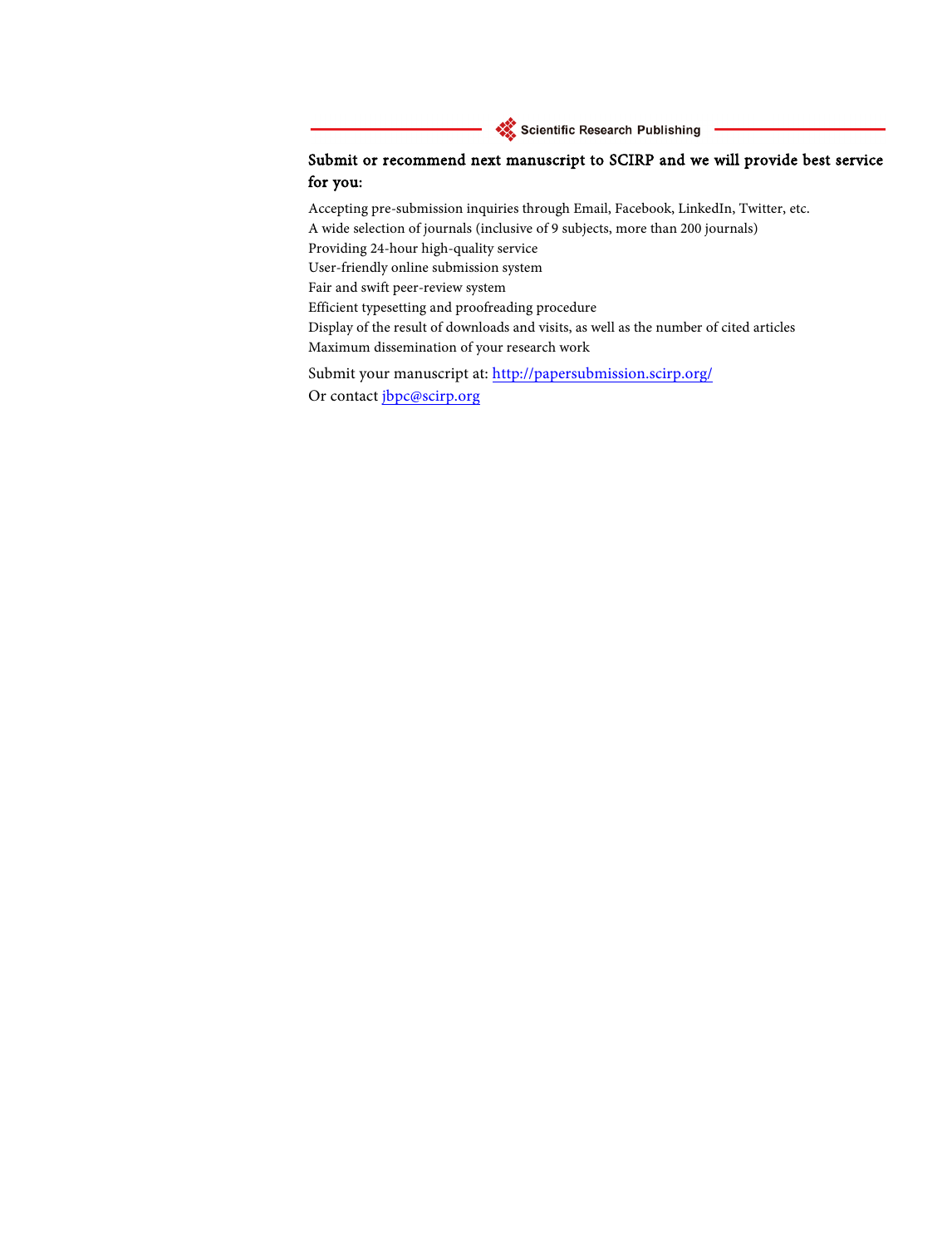Scientific Research Publishing

**Submit or recommend next manuscript to SCIRP and we will provide best service for you:**

Accepting pre-submission inquiries through Email, Facebook, LinkedIn, Twitter, etc.
A wide selection of journals (inclusive of 9 subjects, more than 200 journals)
Providing 24-hour high-quality service
User-friendly online submission system
Fair and swift peer-review system
Efficient typesetting and proofreading procedure
Display of the result of downloads and visits, as well as the number of cited articles
Maximum dissemination of your research work

Submit your manuscript at: http://papersubmission.scirp.org/
Or contact jbpc@scirp.org